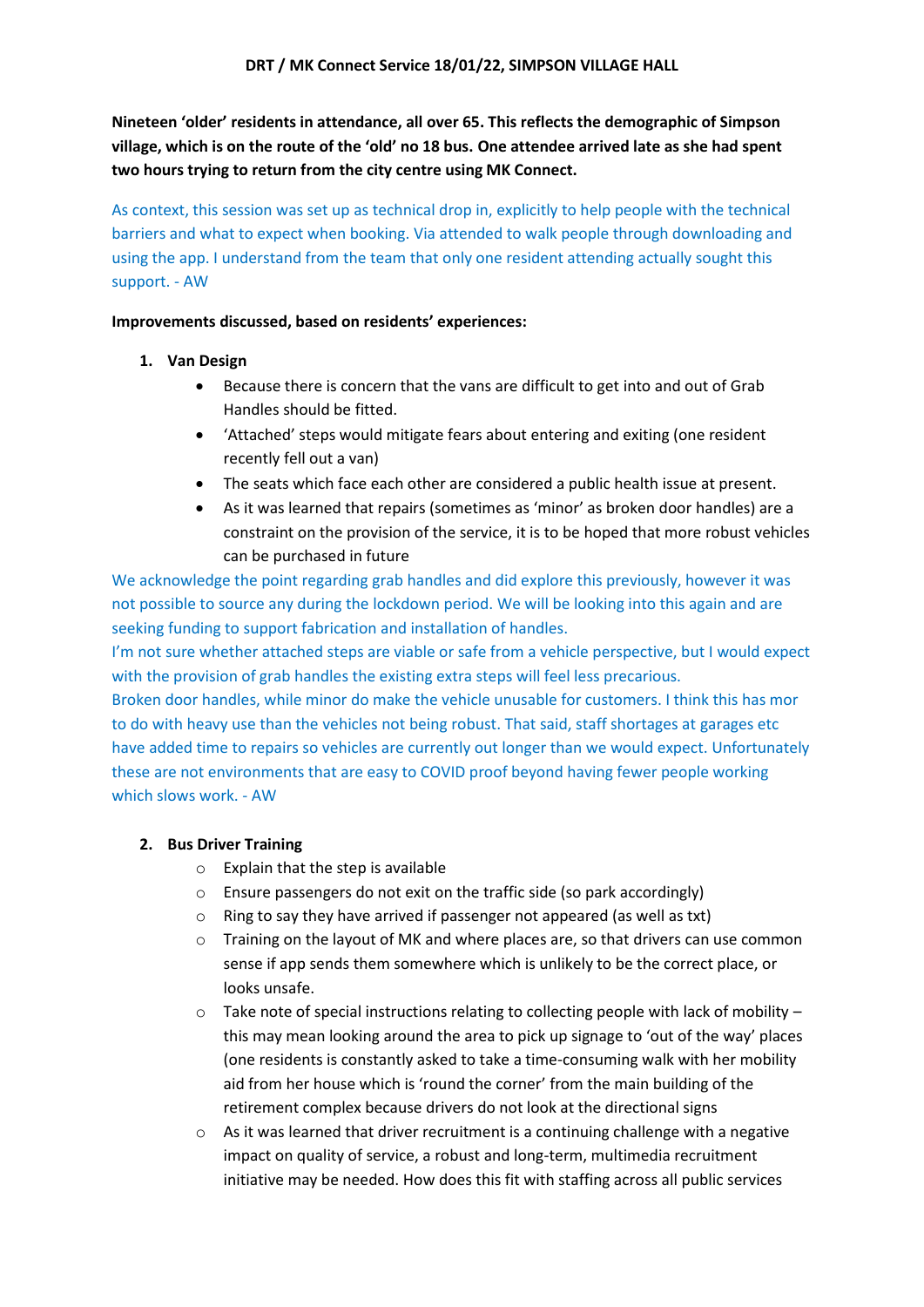**DRT / MK Connect Service 18/01/22, SIMPSON VILLAGE HALL**

**Nineteen 'older' residents in attendance, all over 65. This reflects the demographic of Simpson village, which is on the route of the 'old' no 18 bus. One attendee arrived late as she had spent two hours trying to return from the city centre using MK Connect.**

As context, this session was set up as technical drop in, explicitly to help people with the technical barriers and what to expect when booking. Via attended to walk people through downloading and using the app. I understand from the team that only one resident attending actually sought this support. - AW

**Improvements discussed, based on residents' experiences:**

1. **Van Design**
   - Because there is concern that the vans are difficult to get into and out of Grab Handles should be fitted.
   - 'Attached' steps would mitigate fears about entering and exiting (one resident recently fell out a van)
   - The seats which face each other are considered a public health issue at present.
   - As it was learned that repairs (sometimes as 'minor' as broken door handles) are a constraint on the provision of the service, it is to be hoped that more robust vehicles can be purchased in future

We acknowledge the point regarding grab handles and did explore this previously, however it was not possible to source any during the lockdown period. We will be looking into this again and are seeking funding to support fabrication and installation of handles.
I'm not sure whether attached steps are viable or safe from a vehicle perspective, but I would expect with the provision of grab handles the existing extra steps will feel less precarious.
Broken door handles, while minor do make the vehicle unusable for customers. I think this has mor to do with heavy use than the vehicles not being robust. That said, staff shortages at garages etc have added time to repairs so vehicles are currently out longer than we would expect. Unfortunately these are not environments that are easy to COVID proof beyond having fewer people working which slows work. - AW

2. **Bus Driver Training**
   - Explain that the step is available
   - Ensure passengers do not exit on the traffic side (so park accordingly)
   - Ring to say they have arrived if passenger not appeared (as well as txt)
   - Training on the layout of MK and where places are, so that drivers can use common sense if app sends them somewhere which is unlikely to be the correct place, or looks unsafe.
   - Take note of special instructions relating to collecting people with lack of mobility – this may mean looking around the area to pick up signage to 'out of the way' places (one residents is constantly asked to take a time-consuming walk with her mobility aid from her house which is 'round the corner' from the main building of the retirement complex because drivers do not look at the directional signs
   - As it was learned that driver recruitment is a continuing challenge with a negative impact on quality of service, a robust and long-term, multimedia recruitment initiative may be needed. How does this fit with staffing across all public services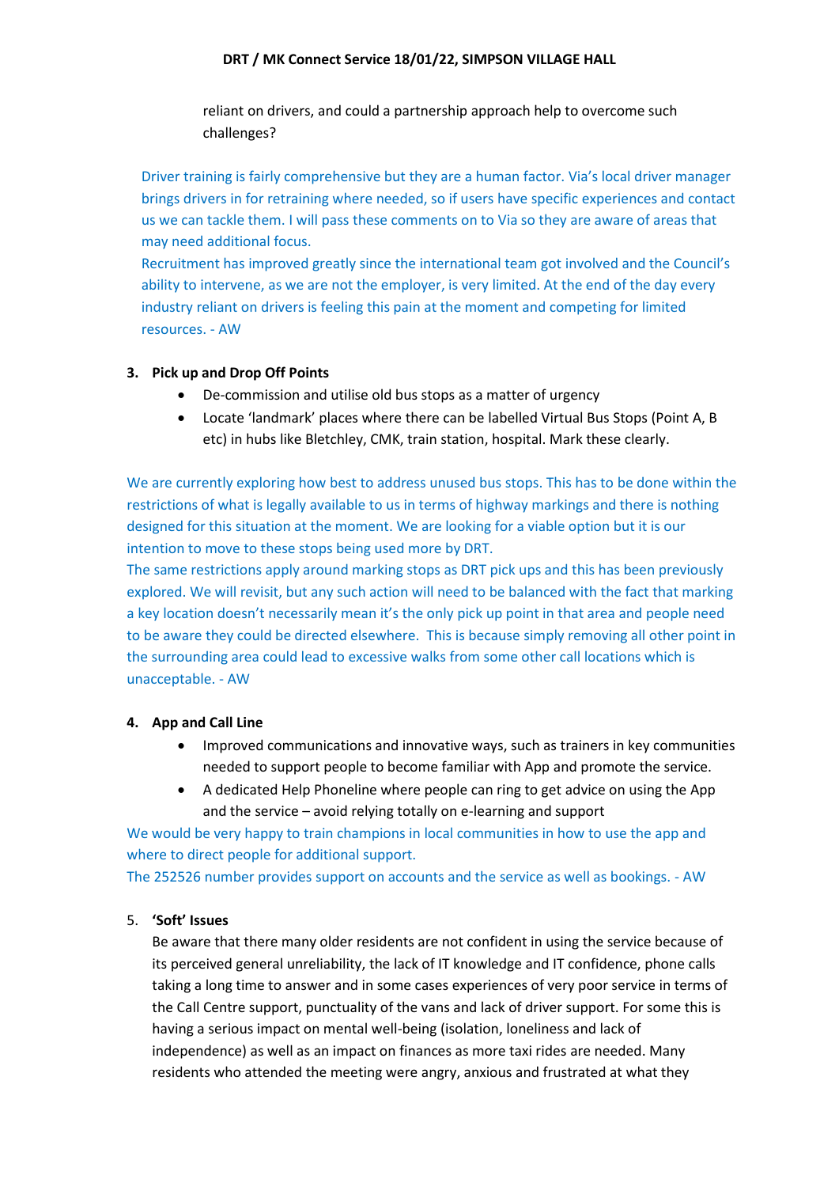reliant on drivers, and could a partnership approach help to overcome such challenges?

Driver training is fairly comprehensive but they are a human factor. Via's local driver manager brings drivers in for retraining where needed, so if users have specific experiences and contact us we can tackle them. I will pass these comments on to Via so they are aware of areas that may need additional focus.
Recruitment has improved greatly since the international team got involved and the Council's ability to intervene, as we are not the employer, is very limited. At the end of the day every industry reliant on drivers is feeling this pain at the moment and competing for limited resources. - AW

3. **Pick up and Drop Off Points**
   - De-commission and utilise old bus stops as a matter of urgency
   - Locate 'landmark' places where there can be labelled Virtual Bus Stops (Point A, B etc) in hubs like Bletchley, CMK, train station, hospital. Mark these clearly.

We are currently exploring how best to address unused bus stops. This has to be done within the restrictions of what is legally available to us in terms of highway markings and there is nothing designed for this situation at the moment. We are looking for a viable option but it is our intention to move to these stops being used more by DRT.
The same restrictions apply around marking stops as DRT pick ups and this has been previously explored. We will revisit, but any such action will need to be balanced with the fact that marking a key location doesn't necessarily mean it's the only pick up point in that area and people need to be aware they could be directed elsewhere. This is because simply removing all other point in the surrounding area could lead to excessive walks from some other call locations which is unacceptable. - AW

4. **App and Call Line**
   - Improved communications and innovative ways, such as trainers in key communities needed to support people to become familiar with App and promote the service.
   - A dedicated Help Phoneline where people can ring to get advice on using the App and the service – avoid relying totally on e-learning and support

We would be very happy to train champions in local communities in how to use the app and where to direct people for additional support.
The 252526 number provides support on accounts and the service as well as bookings. - AW

5. **'Soft' Issues**
   Be aware that there many older residents are not confident in using the service because of its perceived general unreliability, the lack of IT knowledge and IT confidence, phone calls taking a long time to answer and in some cases experiences of very poor service in terms of the Call Centre support, punctuality of the vans and lack of driver support. For some this is having a serious impact on mental well-being (isolation, loneliness and lack of independence) as well as an impact on finances as more taxi rides are needed. Many residents who attended the meeting were angry, anxious and frustrated at what they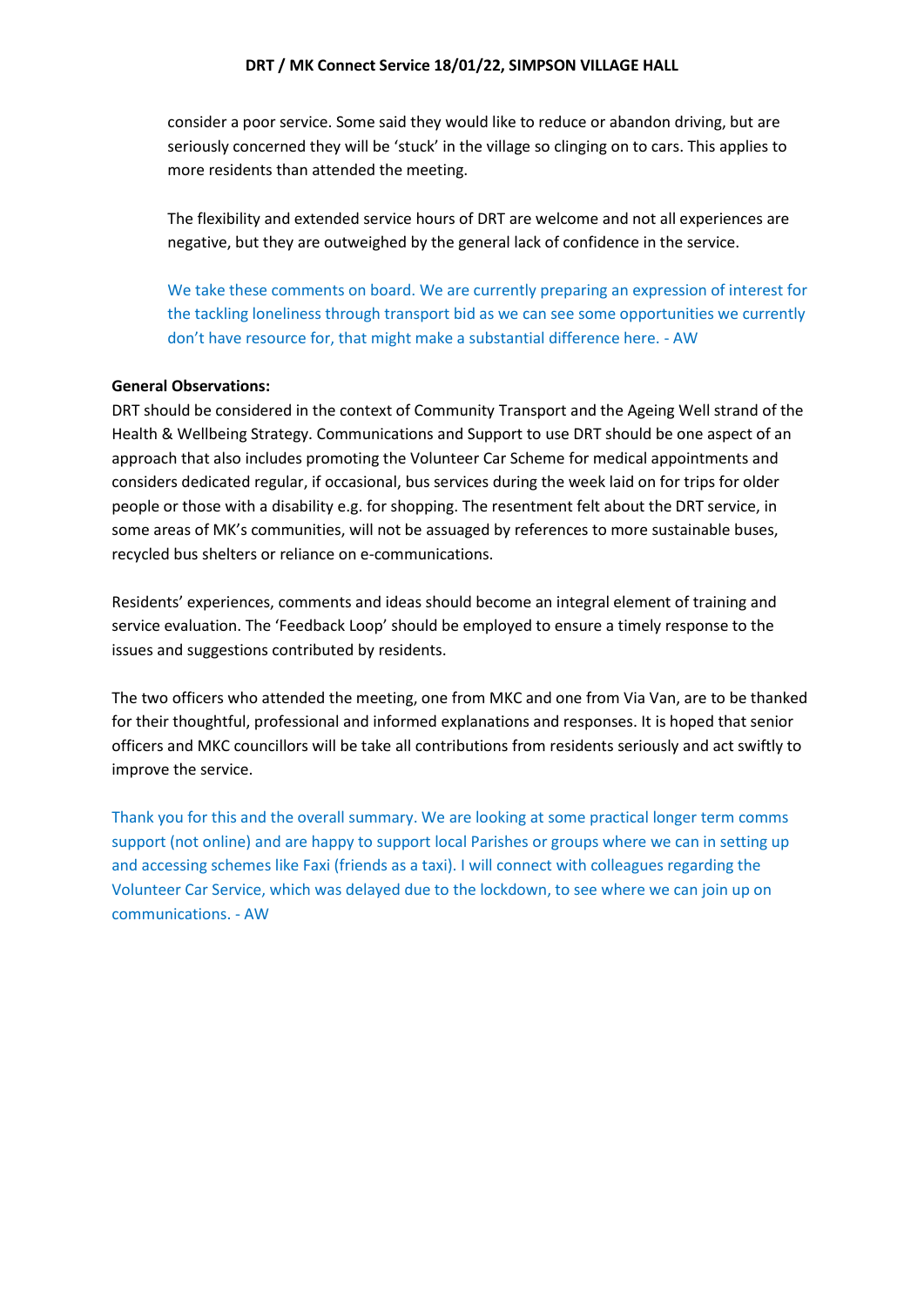consider a poor service. Some said they would like to reduce or abandon driving, but are seriously concerned they will be 'stuck' in the village so clinging on to cars. This applies to more residents than attended the meeting.

The flexibility and extended service hours of DRT are welcome and not all experiences are negative, but they are outweighed by the general lack of confidence in the service.

We take these comments on board. We are currently preparing an expression of interest for the tackling loneliness through transport bid as we can see some opportunities we currently don't have resource for, that might make a substantial difference here. - AW

**General Observations:**
DRT should be considered in the context of Community Transport and the Ageing Well strand of the Health & Wellbeing Strategy. Communications and Support to use DRT should be one aspect of an approach that also includes promoting the Volunteer Car Scheme for medical appointments and considers dedicated regular, if occasional, bus services during the week laid on for trips for older people or those with a disability e.g. for shopping. The resentment felt about the DRT service, in some areas of MK's communities, will not be assuaged by references to more sustainable buses, recycled bus shelters or reliance on e-communications.

Residents' experiences, comments and ideas should become an integral element of training and service evaluation. The 'Feedback Loop' should be employed to ensure a timely response to the issues and suggestions contributed by residents.

The two officers who attended the meeting, one from MKC and one from Via Van, are to be thanked for their thoughtful, professional and informed explanations and responses. It is hoped that senior officers and MKC councillors will be take all contributions from residents seriously and act swiftly to improve the service.

Thank you for this and the overall summary. We are looking at some practical longer term comms support (not online) and are happy to support local Parishes or groups where we can in setting up and accessing schemes like Faxi (friends as a taxi). I will connect with colleagues regarding the Volunteer Car Service, which was delayed due to the lockdown, to see where we can join up on communications. - AW